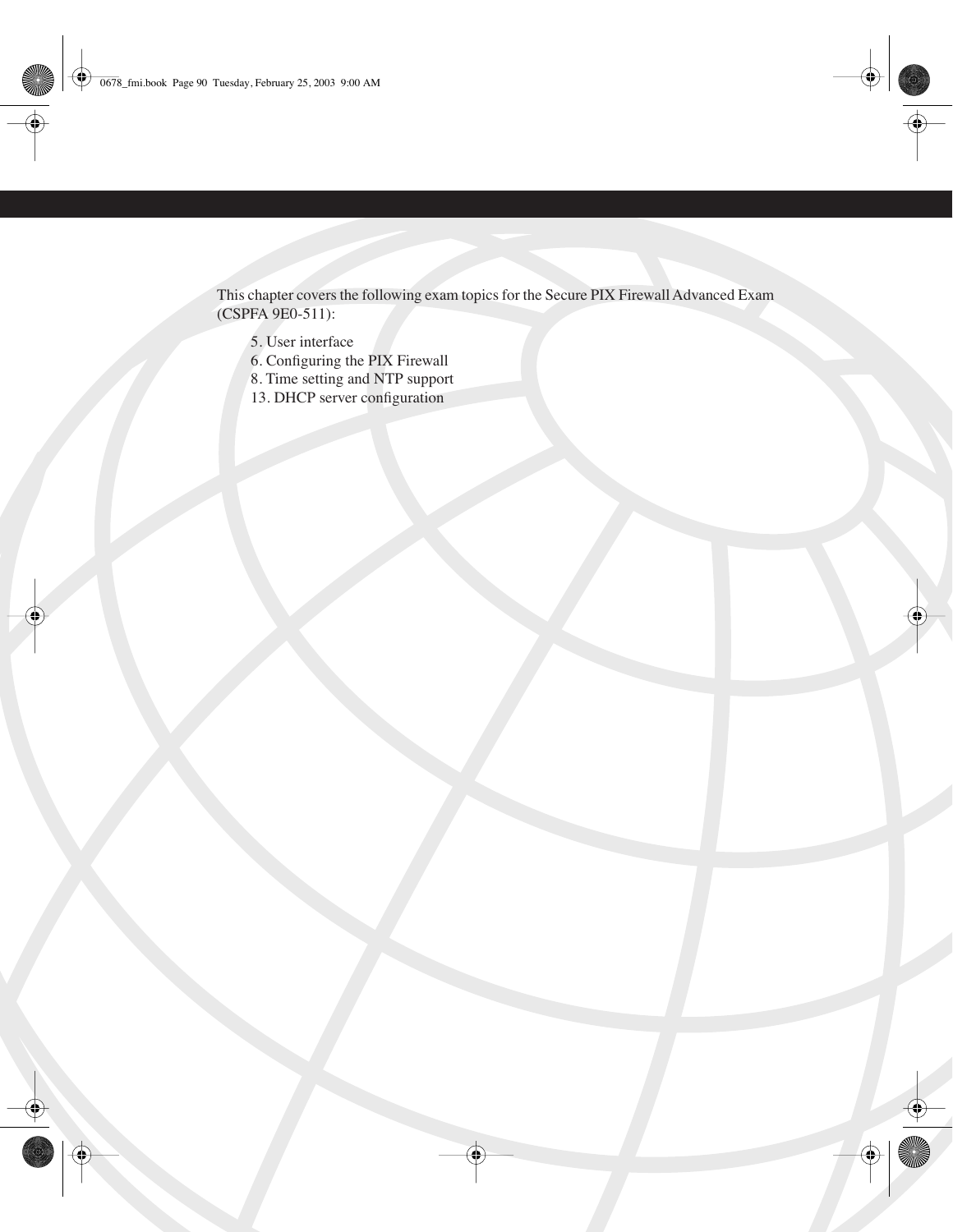This chapter covers the following exam topics for the Secure PIX Firewall Advanced Exam (CSPFA 9E0-511):

5. User interface
6. Configuring the PIX Firewall
8. Time setting and NTP support
13. DHCP server configuration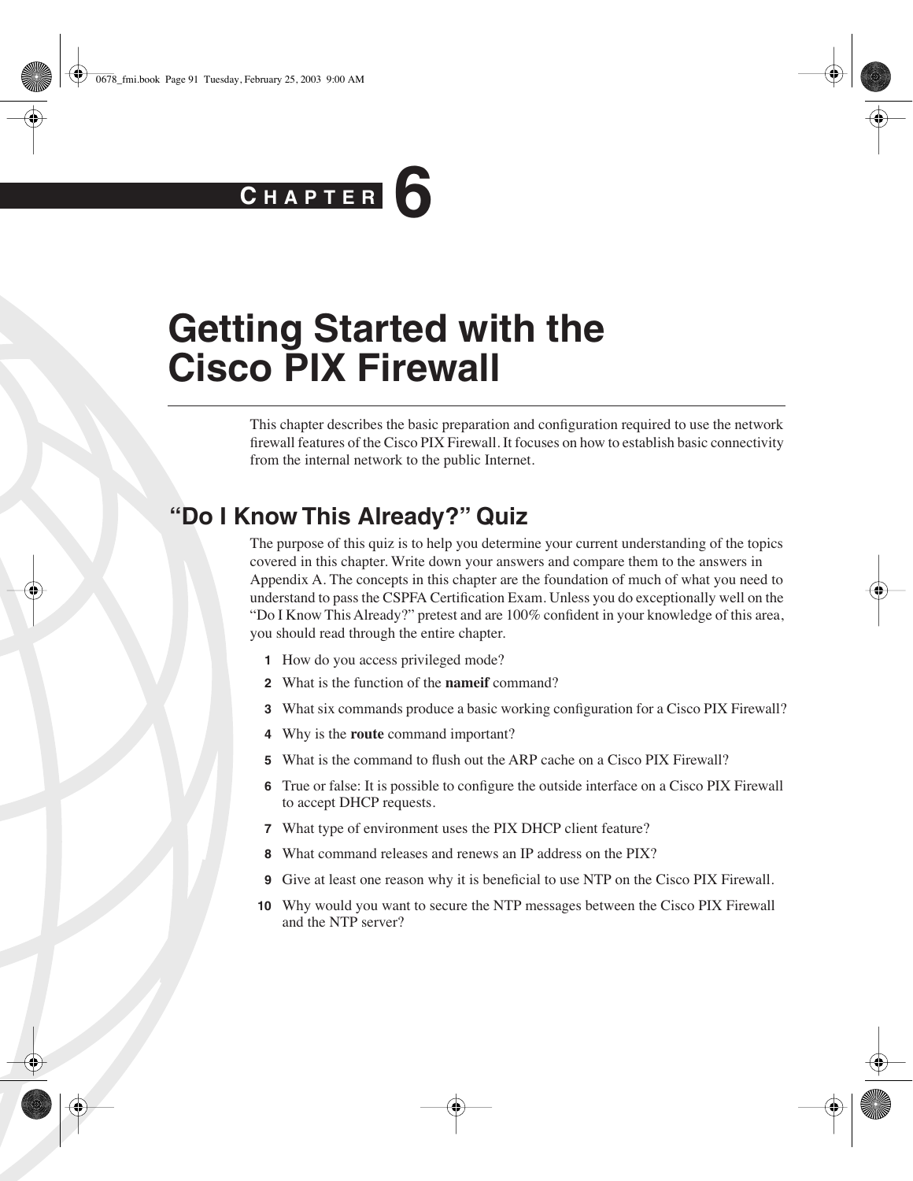# CHAPTER 6

# Getting Started with the Cisco PIX Firewall

This chapter describes the basic preparation and configuration required to use the network firewall features of the Cisco PIX Firewall. It focuses on how to establish basic connectivity from the internal network to the public Internet.

## "Do I Know This Already?" Quiz

The purpose of this quiz is to help you determine your current understanding of the topics covered in this chapter. Write down your answers and compare them to the answers in Appendix A. The concepts in this chapter are the foundation of much of what you need to understand to pass the CSPFA Certification Exam. Unless you do exceptionally well on the "Do I Know This Already?" pretest and are 100% confident in your knowledge of this area, you should read through the entire chapter.

1. How do you access privileged mode?
2. What is the function of the **nameif** command?
3. What six commands produce a basic working configuration for a Cisco PIX Firewall?
4. Why is the **route** command important?
5. What is the command to flush out the ARP cache on a Cisco PIX Firewall?
6. True or false: It is possible to configure the outside interface on a Cisco PIX Firewall to accept DHCP requests.
7. What type of environment uses the PIX DHCP client feature?
8. What command releases and renews an IP address on the PIX?
9. Give at least one reason why it is beneficial to use NTP on the Cisco PIX Firewall.
10. Why would you want to secure the NTP messages between the Cisco PIX Firewall and the NTP server?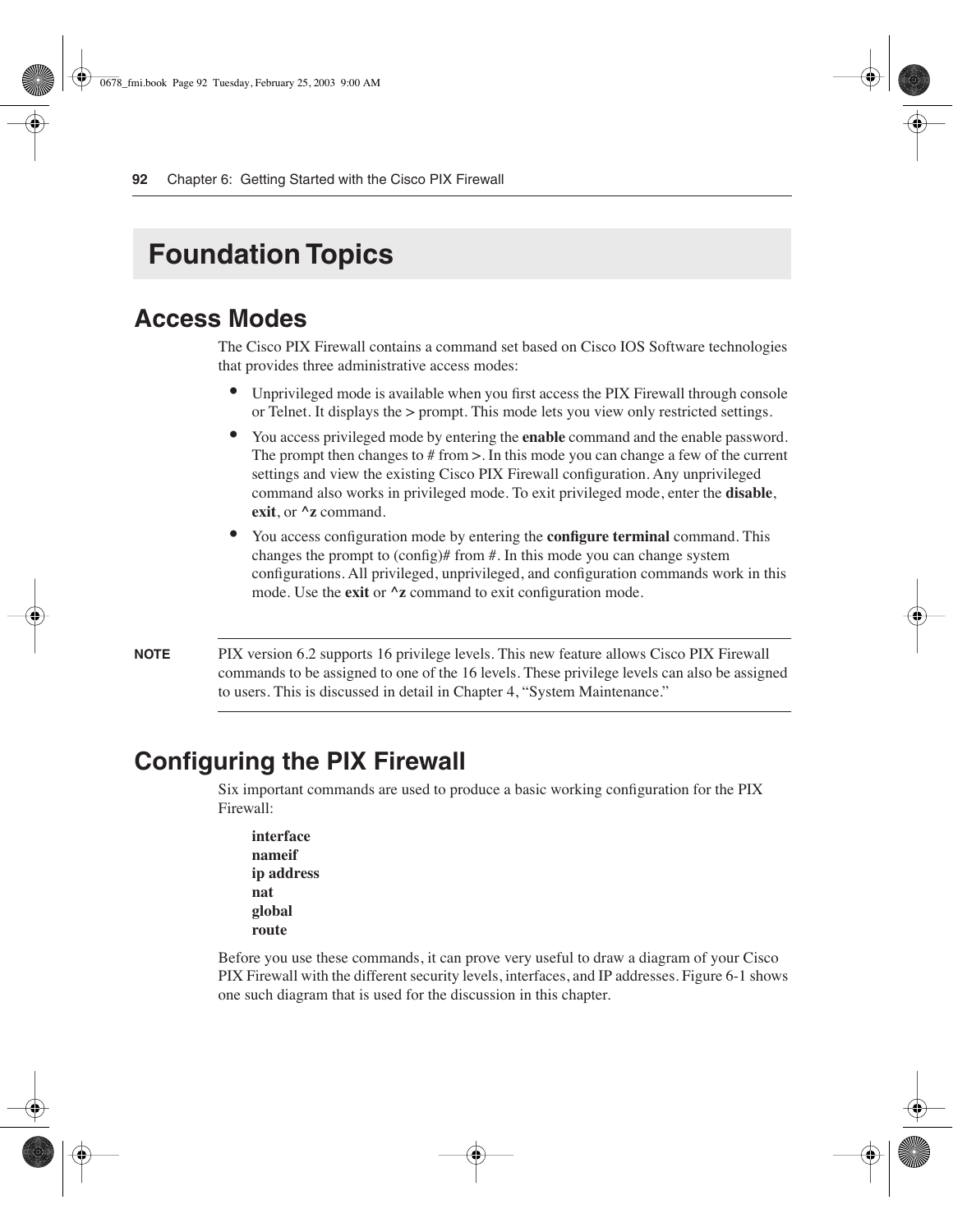# Foundation Topics

## Access Modes

The Cisco PIX Firewall contains a command set based on Cisco IOS Software technologies that provides three administrative access modes:

- Unprivileged mode is available when you first access the PIX Firewall through console or Telnet. It displays the > prompt. This mode lets you view only restricted settings.
- You access privileged mode by entering the **enable** command and the enable password. The prompt then changes to # from >. In this mode you can change a few of the current settings and view the existing Cisco PIX Firewall configuration. Any unprivileged command also works in privileged mode. To exit privileged mode, enter the **disable**, **exit**, or **^z** command.
- You access configuration mode by entering the **configure terminal** command. This changes the prompt to (config)# from #. In this mode you can change system configurations. All privileged, unprivileged, and configuration commands work in this mode. Use the **exit** or **^z** command to exit configuration mode.

**NOTE** PIX version 6.2 supports 16 privilege levels. This new feature allows Cisco PIX Firewall commands to be assigned to one of the 16 levels. These privilege levels can also be assigned to users. This is discussed in detail in Chapter 4, "System Maintenance."

## Configuring the PIX Firewall

Six important commands are used to produce a basic working configuration for the PIX Firewall:

**interface**
**nameif**
**ip address**
**nat**
**global**
**route**

Before you use these commands, it can prove very useful to draw a diagram of your Cisco PIX Firewall with the different security levels, interfaces, and IP addresses. Figure 6-1 shows one such diagram that is used for the discussion in this chapter.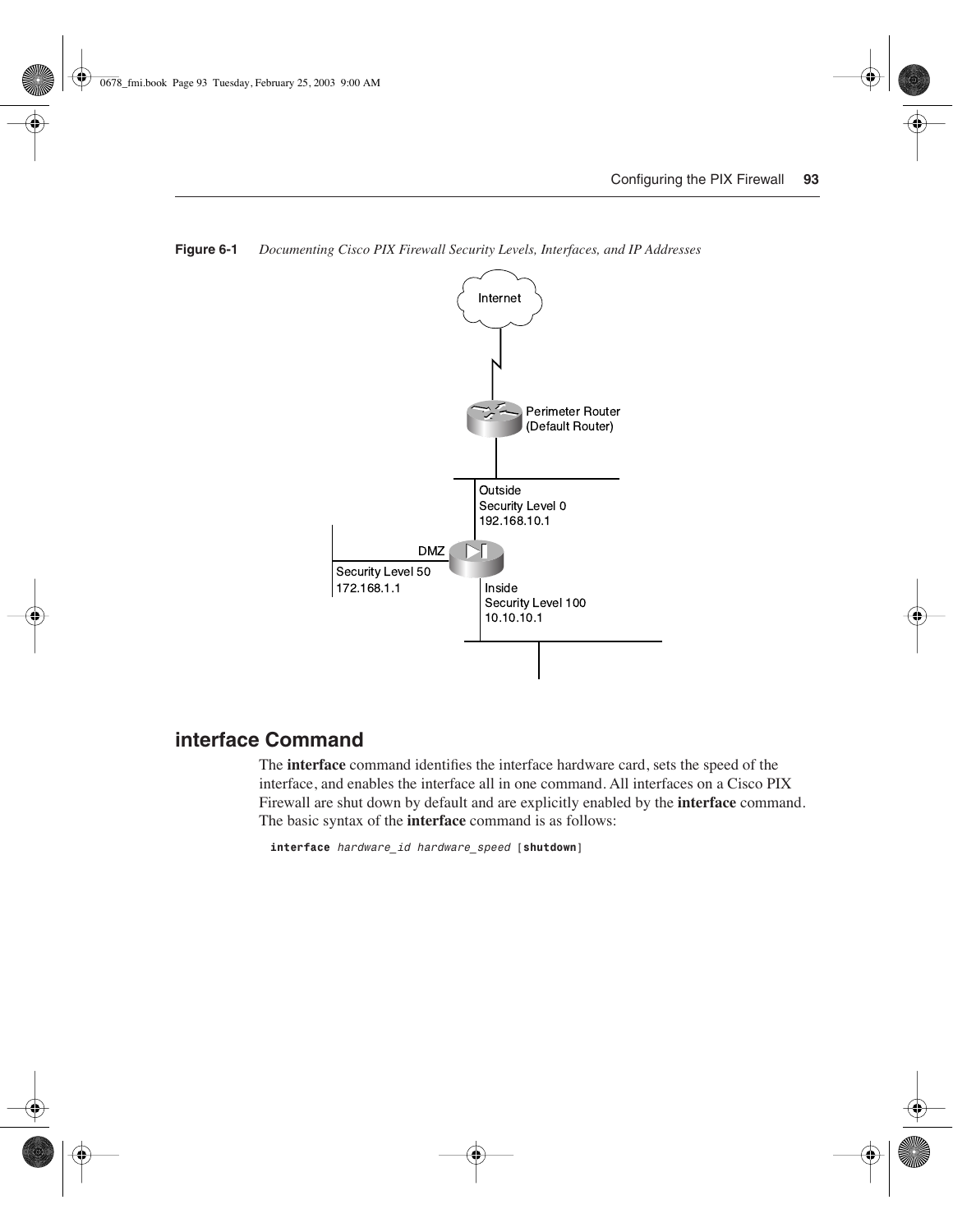**Figure 6-1** *Documenting Cisco PIX Firewall Security Levels, Interfaces, and IP Addresses*

## interface Command

The **interface** command identifies the interface hardware card, sets the speed of the interface, and enables the interface all in one command. All interfaces on a Cisco PIX Firewall are shut down by default and are explicitly enabled by the **interface** command. The basic syntax of the **interface** command is as follows:

```
interface hardware_id hardware_speed [shutdown]
```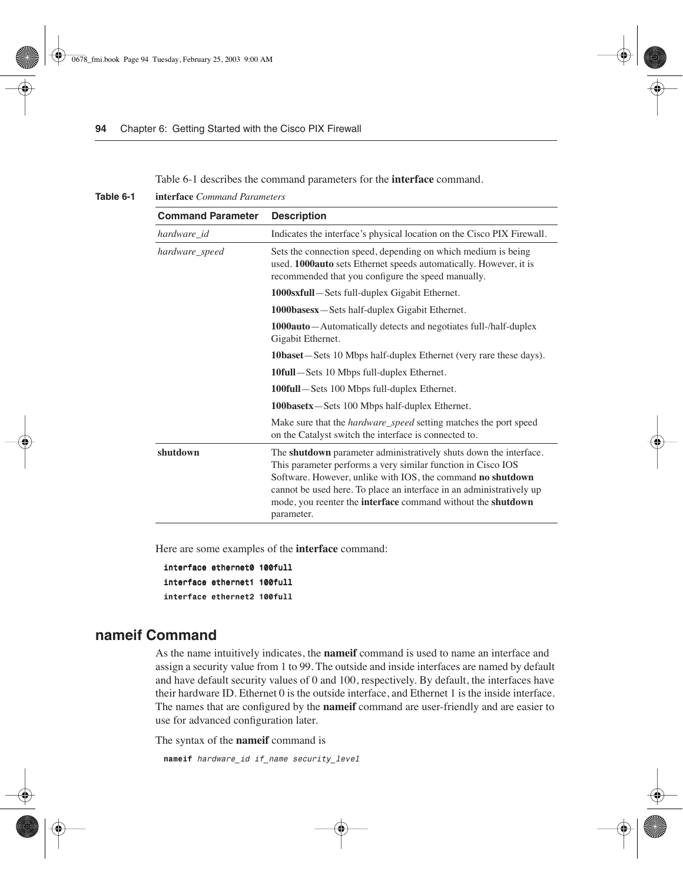Table 6-1 describes the command parameters for the **interface** command.

**Table 6-1** **interface** *Command Parameters*

| Command Parameter | Description |
|---|---|
| *hardware_id* | Indicates the interface's physical location on the Cisco PIX Firewall. |
| *hardware_speed* | Sets the connection speed, depending on which medium is being used. **1000auto** sets Ethernet speeds automatically. However, it is recommended that you configure the speed manually. |
| | **1000sxfull**—Sets full-duplex Gigabit Ethernet. |
| | **1000basesx**—Sets half-duplex Gigabit Ethernet. |
| | **1000auto**—Automatically detects and negotiates full-/half-duplex Gigabit Ethernet. |
| | **10baset**—Sets 10 Mbps half-duplex Ethernet (very rare these days). |
| | **10full**—Sets 10 Mbps full-duplex Ethernet. |
| | **100full**—Sets 100 Mbps full-duplex Ethernet. |
| | **100basetx**—Sets 100 Mbps half-duplex Ethernet. |
| | Make sure that the *hardware_speed* setting matches the port speed on the Catalyst switch the interface is connected to. |
| **shutdown** | The **shutdown** parameter administratively shuts down the interface. This parameter performs a very similar function in Cisco IOS Software. However, unlike with IOS, the command **no shutdown** cannot be used here. To place an interface in an administratively up mode, you reenter the **interface** command without the **shutdown** parameter. |

Here are some examples of the **interface** command:

```
interface ethernet0 100full
interface ethernet1 100full
interface ethernet2 100full
```

## nameif Command

As the name intuitively indicates, the **nameif** command is used to name an interface and assign a security value from 1 to 99. The outside and inside interfaces are named by default and have default security values of 0 and 100, respectively. By default, the interfaces have their hardware ID. Ethernet 0 is the outside interface, and Ethernet 1 is the inside interface. The names that are configured by the **nameif** command are user-friendly and are easier to use for advanced configuration later.

The syntax of the **nameif** command is

```
nameif hardware_id if_name security_level
```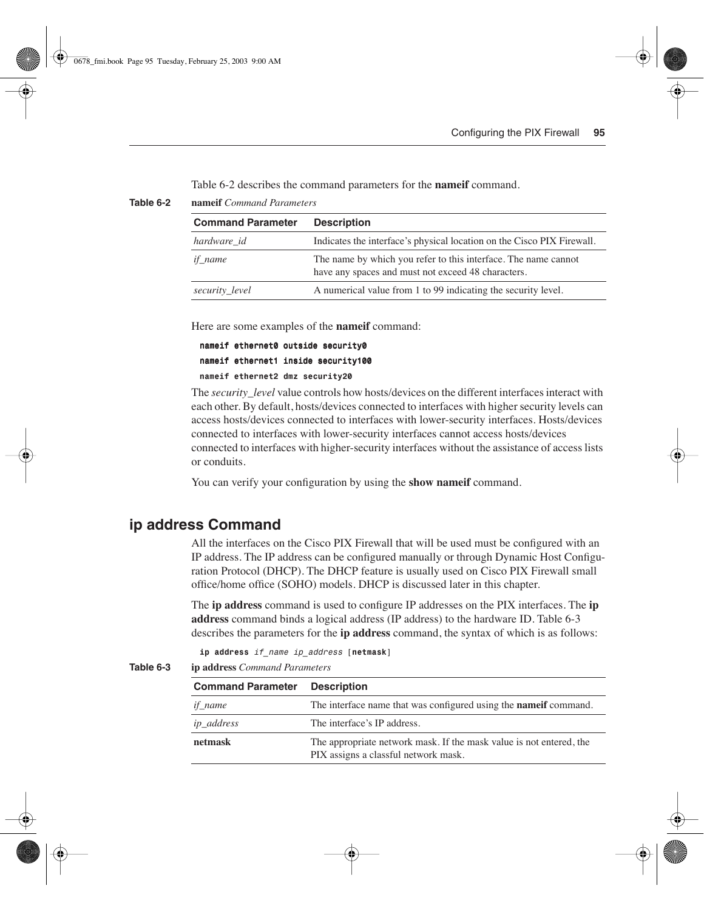Table 6-2 describes the command parameters for the **nameif** command.

**Table 6-2** **nameif** *Command Parameters*

| Command Parameter | Description |
|---|---|
| *hardware_id* | Indicates the interface's physical location on the Cisco PIX Firewall. |
| *if_name* | The name by which you refer to this interface. The name cannot have any spaces and must not exceed 48 characters. |
| *security_level* | A numerical value from 1 to 99 indicating the security level. |

Here are some examples of the **nameif** command:

```
nameif ethernet0 outside security0
nameif ethernet1 inside security100
nameif ethernet2 dmz security20
```

The *security_level* value controls how hosts/devices on the different interfaces interact with each other. By default, hosts/devices connected to interfaces with higher security levels can access hosts/devices connected to interfaces with lower-security interfaces. Hosts/devices connected to interfaces with lower-security interfaces cannot access hosts/devices connected to interfaces with higher-security interfaces without the assistance of access lists or conduits.

You can verify your configuration by using the **show nameif** command.

## ip address Command

All the interfaces on the Cisco PIX Firewall that will be used must be configured with an IP address. The IP address can be configured manually or through Dynamic Host Configuration Protocol (DHCP). The DHCP feature is usually used on Cisco PIX Firewall small office/home office (SOHO) models. DHCP is discussed later in this chapter.

The **ip address** command is used to configure IP addresses on the PIX interfaces. The **ip address** command binds a logical address (IP address) to the hardware ID. Table 6-3 describes the parameters for the **ip address** command, the syntax of which is as follows:

```
ip address if_name ip_address [netmask]
```

**Table 6-3** **ip address** *Command Parameters*

| Command Parameter | Description |
|---|---|
| *if_name* | The interface name that was configured using the **nameif** command. |
| *ip_address* | The interface's IP address. |
| **netmask** | The appropriate network mask. If the mask value is not entered, the PIX assigns a classful network mask. |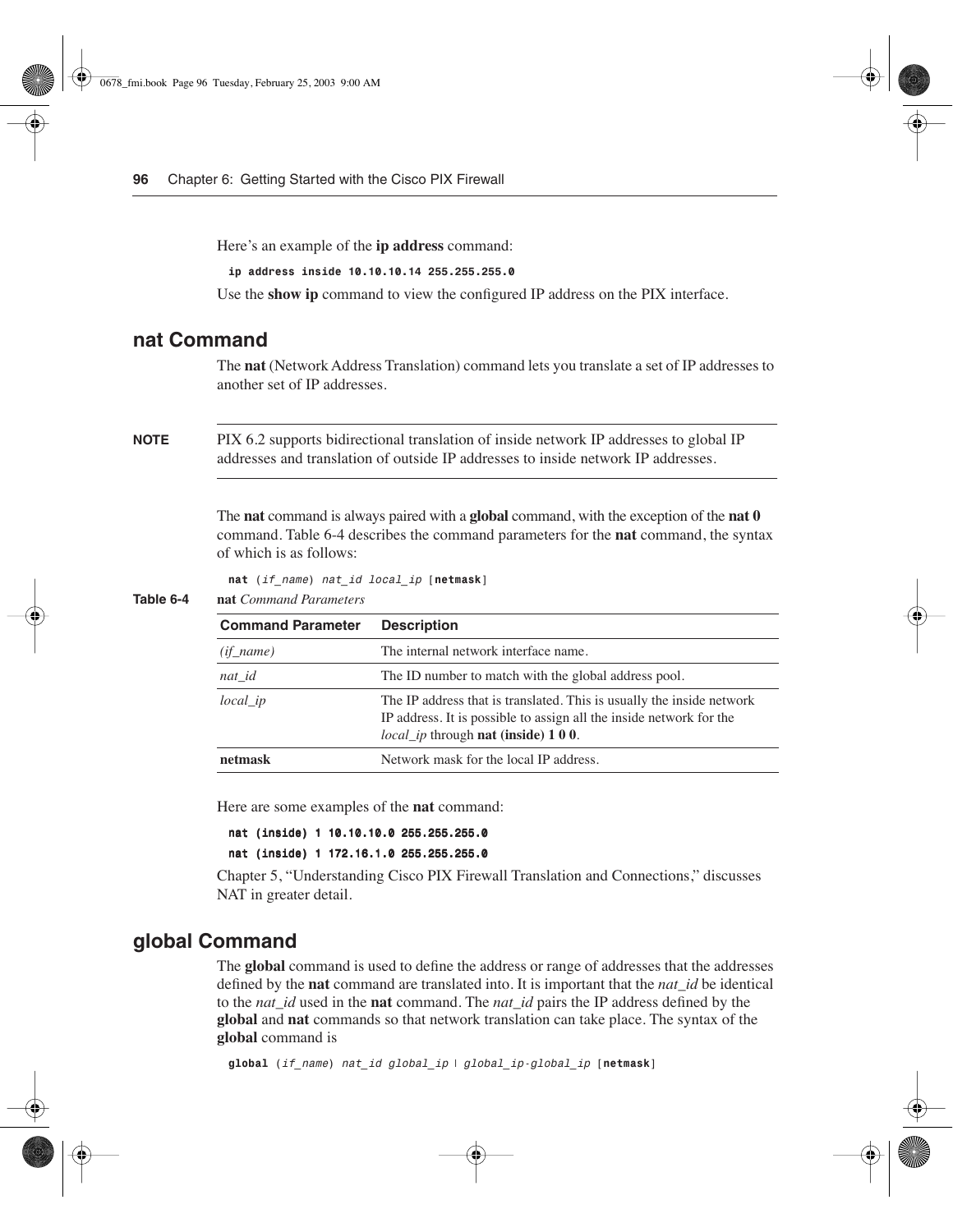Here's an example of the **ip address** command:

```
ip address inside 10.10.10.14 255.255.255.0
```

Use the **show ip** command to view the configured IP address on the PIX interface.

## nat Command

The **nat** (Network Address Translation) command lets you translate a set of IP addresses to another set of IP addresses.

**NOTE** PIX 6.2 supports bidirectional translation of inside network IP addresses to global IP addresses and translation of outside IP addresses to inside network IP addresses.

The **nat** command is always paired with a **global** command, with the exception of the **nat 0** command. Table 6-4 describes the command parameters for the **nat** command, the syntax of which is as follows:

```
nat (if_name) nat_id local_ip [netmask]
```

**Table 6-4** **nat** *Command Parameters*

| Command Parameter | Description |
|---|---|
| *(if_name)* | The internal network interface name. |
| *nat_id* | The ID number to match with the global address pool. |
| *local_ip* | The IP address that is translated. This is usually the inside network IP address. It is possible to assign all the inside network for the *local_ip* through **nat (inside) 1 0 0**. |
| **netmask** | Network mask for the local IP address. |

Here are some examples of the **nat** command:

```
nat (inside) 1 10.10.10.0 255.255.255.0
nat (inside) 1 172.16.1.0 255.255.255.0
```

Chapter 5, "Understanding Cisco PIX Firewall Translation and Connections," discusses NAT in greater detail.

## global Command

The **global** command is used to define the address or range of addresses that the addresses defined by the **nat** command are translated into. It is important that the *nat_id* be identical to the *nat_id* used in the **nat** command. The *nat_id* pairs the IP address defined by the **global** and **nat** commands so that network translation can take place. The syntax of the **global** command is

```
global (if_name) nat_id global_ip | global_ip-global_ip [netmask]
```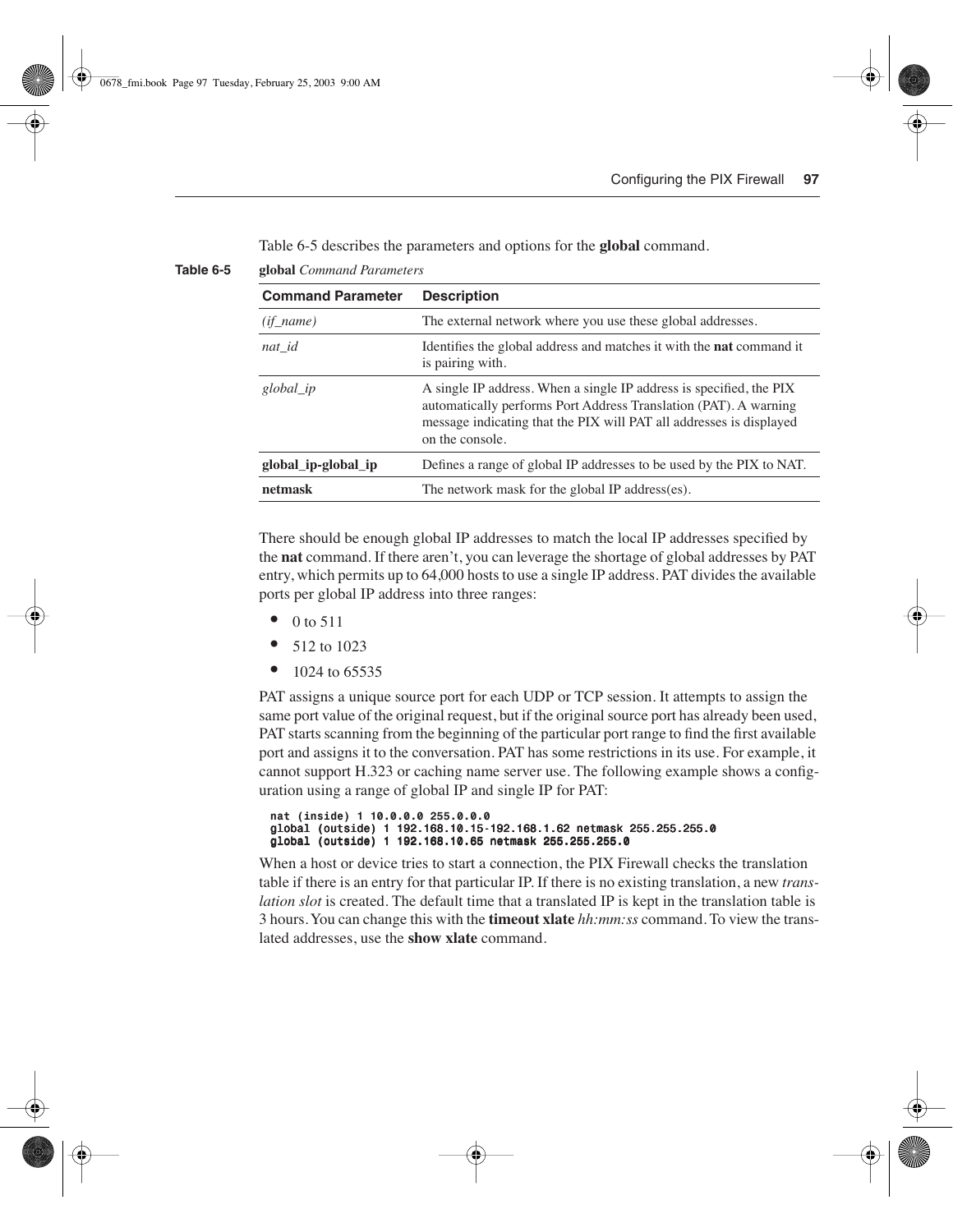Table 6-5 describes the parameters and options for the **global** command.

**Table 6-5** **global** *Command Parameters*

| Command Parameter | Description |
|---|---|
| *(if_name)* | The external network where you use these global addresses. |
| *nat_id* | Identifies the global address and matches it with the **nat** command it is pairing with. |
| *global_ip* | A single IP address. When a single IP address is specified, the PIX automatically performs Port Address Translation (PAT). A warning message indicating that the PIX will PAT all addresses is displayed on the console. |
| **global_ip-global_ip** | Defines a range of global IP addresses to be used by the PIX to NAT. |
| **netmask** | The network mask for the global IP address(es). |

There should be enough global IP addresses to match the local IP addresses specified by the **nat** command. If there aren't, you can leverage the shortage of global addresses by PAT entry, which permits up to 64,000 hosts to use a single IP address. PAT divides the available ports per global IP address into three ranges:

- 0 to 511
- 512 to 1023
- 1024 to 65535

PAT assigns a unique source port for each UDP or TCP session. It attempts to assign the same port value of the original request, but if the original source port has already been used, PAT starts scanning from the beginning of the particular port range to find the first available port and assigns it to the conversation. PAT has some restrictions in its use. For example, it cannot support H.323 or caching name server use. The following example shows a configuration using a range of global IP and single IP for PAT:

```
nat (inside) 1 10.0.0.0 255.0.0.0
global (outside) 1 192.168.10.15-192.168.1.62 netmask 255.255.255.0
global (outside) 1 192.168.10.65 netmask 255.255.255.0
```

When a host or device tries to start a connection, the PIX Firewall checks the translation table if there is an entry for that particular IP. If there is no existing translation, a new *translation slot* is created. The default time that a translated IP is kept in the translation table is 3 hours. You can change this with the **timeout xlate** *hh:mm:ss* command. To view the translated addresses, use the **show xlate** command.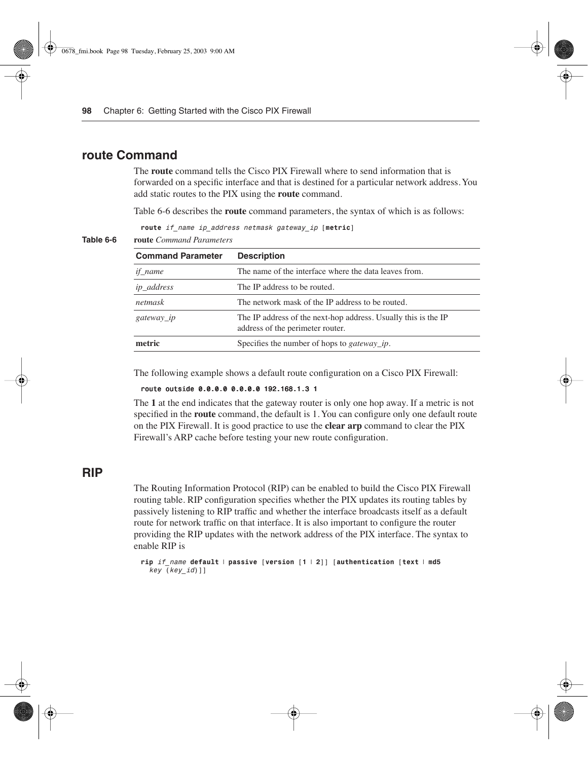## route Command

The **route** command tells the Cisco PIX Firewall where to send information that is forwarded on a specific interface and that is destined for a particular network address. You add static routes to the PIX using the **route** command.

Table 6-6 describes the **route** command parameters, the syntax of which is as follows:

```
route if_name ip_address netmask gateway_ip [metric]
```

**Table 6-6** **route** *Command Parameters*

| Command Parameter | Description |
|---|---|
| *if_name* | The name of the interface where the data leaves from. |
| *ip_address* | The IP address to be routed. |
| *netmask* | The network mask of the IP address to be routed. |
| *gateway_ip* | The IP address of the next-hop address. Usually this is the IP address of the perimeter router. |
| **metric** | Specifies the number of hops to *gateway_ip*. |

The following example shows a default route configuration on a Cisco PIX Firewall:

```
route outside 0.0.0.0 0.0.0.0 192.168.1.3 1
```

The **1** at the end indicates that the gateway router is only one hop away. If a metric is not specified in the **route** command, the default is 1. You can configure only one default route on the PIX Firewall. It is good practice to use the **clear arp** command to clear the PIX Firewall's ARP cache before testing your new route configuration.

## RIP

The Routing Information Protocol (RIP) can be enabled to build the Cisco PIX Firewall routing table. RIP configuration specifies whether the PIX updates its routing tables by passively listening to RIP traffic and whether the interface broadcasts itself as a default route for network traffic on that interface. It is also important to configure the router providing the RIP updates with the network address of the PIX interface. The syntax to enable RIP is

```
rip if_name default | passive [version [1 | 2]] [authentication [text | md5
  key (key_id)]]
```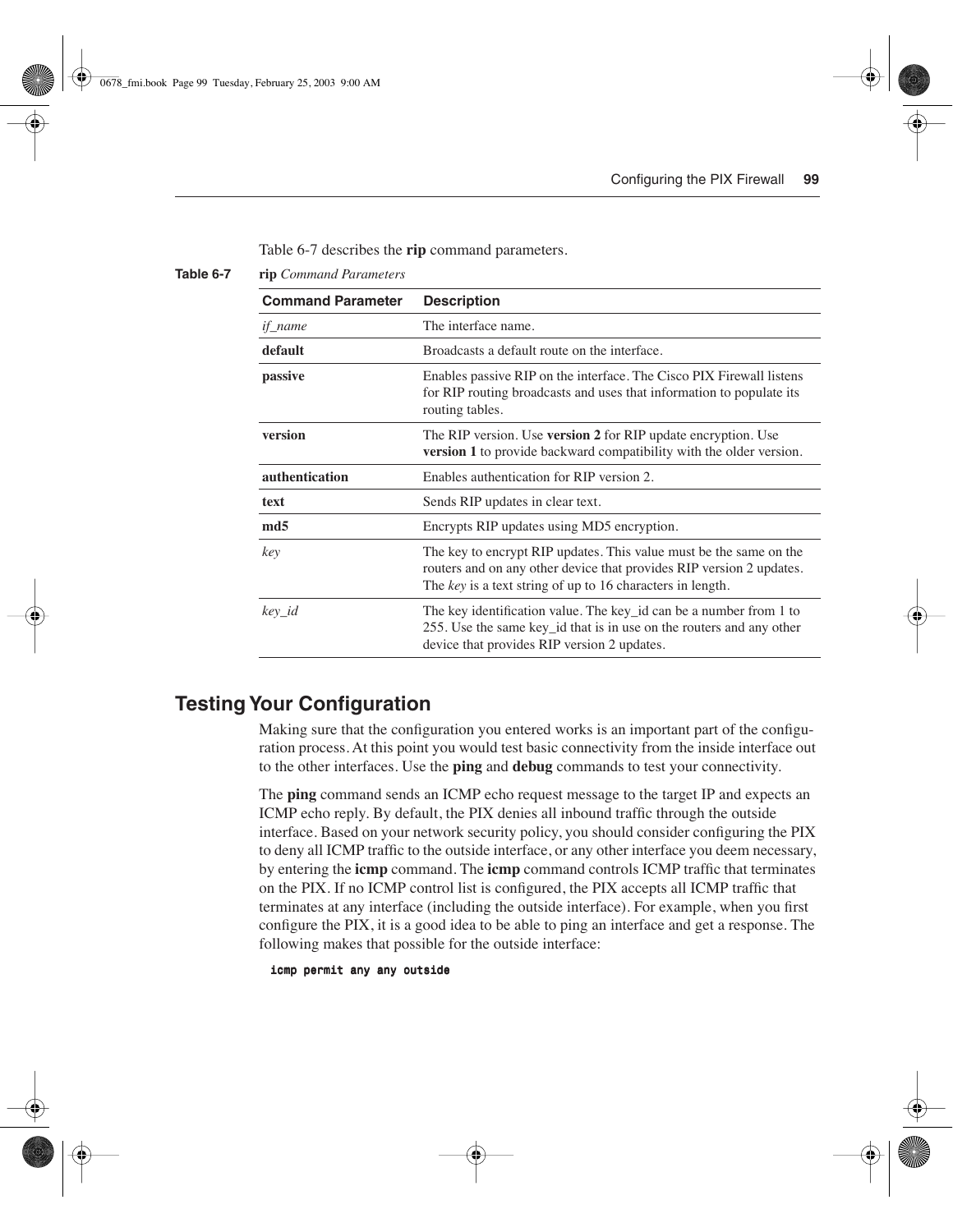Table 6-7 describes the **rip** command parameters.

**Table 6-7** **rip** *Command Parameters*

| Command Parameter | Description |
|---|---|
| *if_name* | The interface name. |
| **default** | Broadcasts a default route on the interface. |
| **passive** | Enables passive RIP on the interface. The Cisco PIX Firewall listens for RIP routing broadcasts and uses that information to populate its routing tables. |
| **version** | The RIP version. Use **version 2** for RIP update encryption. Use **version 1** to provide backward compatibility with the older version. |
| **authentication** | Enables authentication for RIP version 2. |
| **text** | Sends RIP updates in clear text. |
| **md5** | Encrypts RIP updates using MD5 encryption. |
| *key* | The key to encrypt RIP updates. This value must be the same on the routers and on any other device that provides RIP version 2 updates. The *key* is a text string of up to 16 characters in length. |
| *key_id* | The key identification value. The key_id can be a number from 1 to 255. Use the same key_id that is in use on the routers and any other device that provides RIP version 2 updates. |

## Testing Your Configuration

Making sure that the configuration you entered works is an important part of the configuration process. At this point you would test basic connectivity from the inside interface out to the other interfaces. Use the **ping** and **debug** commands to test your connectivity.

The **ping** command sends an ICMP echo request message to the target IP and expects an ICMP echo reply. By default, the PIX denies all inbound traffic through the outside interface. Based on your network security policy, you should consider configuring the PIX to deny all ICMP traffic to the outside interface, or any other interface you deem necessary, by entering the **icmp** command. The **icmp** command controls ICMP traffic that terminates on the PIX. If no ICMP control list is configured, the PIX accepts all ICMP traffic that terminates at any interface (including the outside interface). For example, when you first configure the PIX, it is a good idea to be able to ping an interface and get a response. The following makes that possible for the outside interface:

```
icmp permit any any outside
```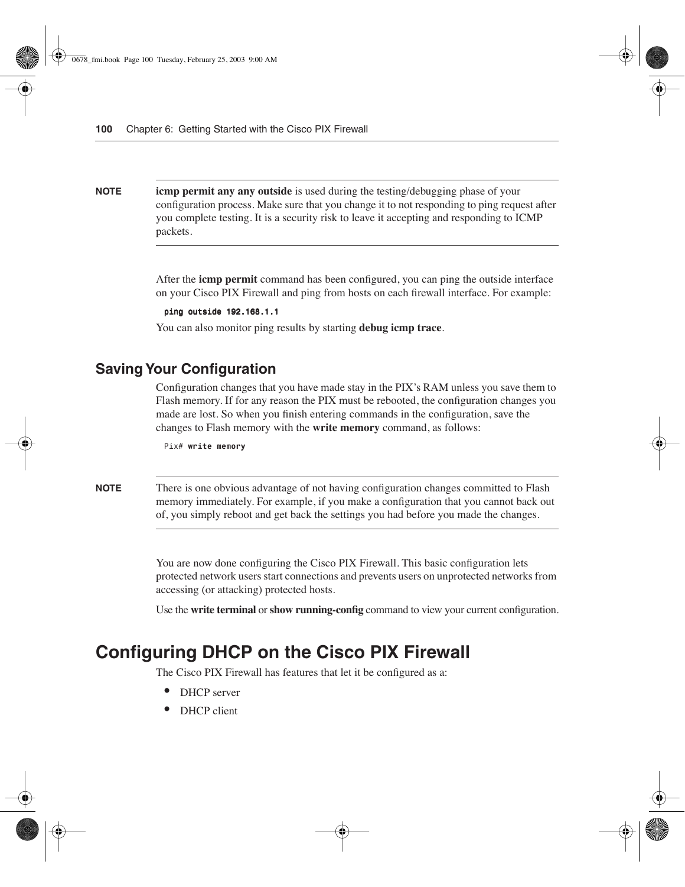**NOTE** **icmp permit any any outside** is used during the testing/debugging phase of your configuration process. Make sure that you change it to not responding to ping request after you complete testing. It is a security risk to leave it accepting and responding to ICMP packets.

After the **icmp permit** command has been configured, you can ping the outside interface on your Cisco PIX Firewall and ping from hosts on each firewall interface. For example:

```
ping outside 192.168.1.1
```

You can also monitor ping results by starting **debug icmp trace**.

## Saving Your Configuration

Configuration changes that you have made stay in the PIX's RAM unless you save them to Flash memory. If for any reason the PIX must be rebooted, the configuration changes you made are lost. So when you finish entering commands in the configuration, save the changes to Flash memory with the **write memory** command, as follows:

```
Pix# write memory
```

**NOTE** There is one obvious advantage of not having configuration changes committed to Flash memory immediately. For example, if you make a configuration that you cannot back out of, you simply reboot and get back the settings you had before you made the changes.

You are now done configuring the Cisco PIX Firewall. This basic configuration lets protected network users start connections and prevents users on unprotected networks from accessing (or attacking) protected hosts.

Use the **write terminal** or **show running-config** command to view your current configuration.

# Configuring DHCP on the Cisco PIX Firewall

The Cisco PIX Firewall has features that let it be configured as a:

- DHCP server
- DHCP client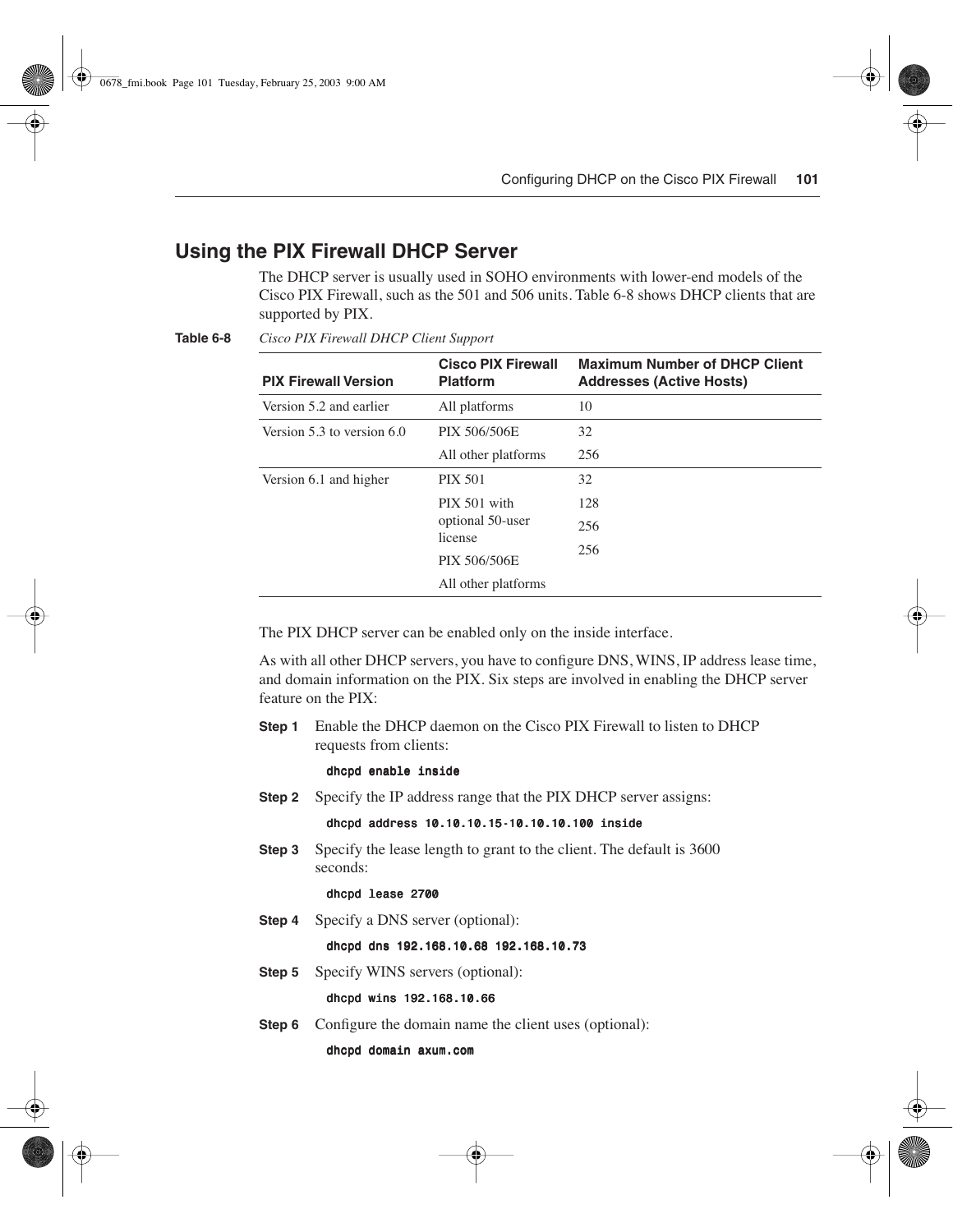## Using the PIX Firewall DHCP Server

The DHCP server is usually used in SOHO environments with lower-end models of the Cisco PIX Firewall, such as the 501 and 506 units. Table 6-8 shows DHCP clients that are supported by PIX.

**Table 6-8** *Cisco PIX Firewall DHCP Client Support*

| PIX Firewall Version | Cisco PIX Firewall Platform | Maximum Number of DHCP Client Addresses (Active Hosts) |
|---|---|---|
| Version 5.2 and earlier | All platforms | 10 |
| Version 5.3 to version 6.0 | PIX 506/506E | 32 |
| | All other platforms | 256 |
| Version 6.1 and higher | PIX 501 | 32 |
| | PIX 501 with optional 50-user license | 128 |
| | PIX 506/506E | 256 |
| | All other platforms | 256 |

The PIX DHCP server can be enabled only on the inside interface.

As with all other DHCP servers, you have to configure DNS, WINS, IP address lease time, and domain information on the PIX. Six steps are involved in enabling the DHCP server feature on the PIX:

**Step 1** Enable the DHCP daemon on the Cisco PIX Firewall to listen to DHCP requests from clients:

```
dhcpd enable inside
```

**Step 2** Specify the IP address range that the PIX DHCP server assigns:

```
dhcpd address 10.10.10.15-10.10.10.100 inside
```

**Step 3** Specify the lease length to grant to the client. The default is 3600 seconds:

```
dhcpd lease 2700
```

**Step 4** Specify a DNS server (optional):

```
dhcpd dns 192.168.10.68 192.168.10.73
```

**Step 5** Specify WINS servers (optional):

```
dhcpd wins 192.168.10.66
```

**Step 6** Configure the domain name the client uses (optional):

```
dhcpd domain axum.com
```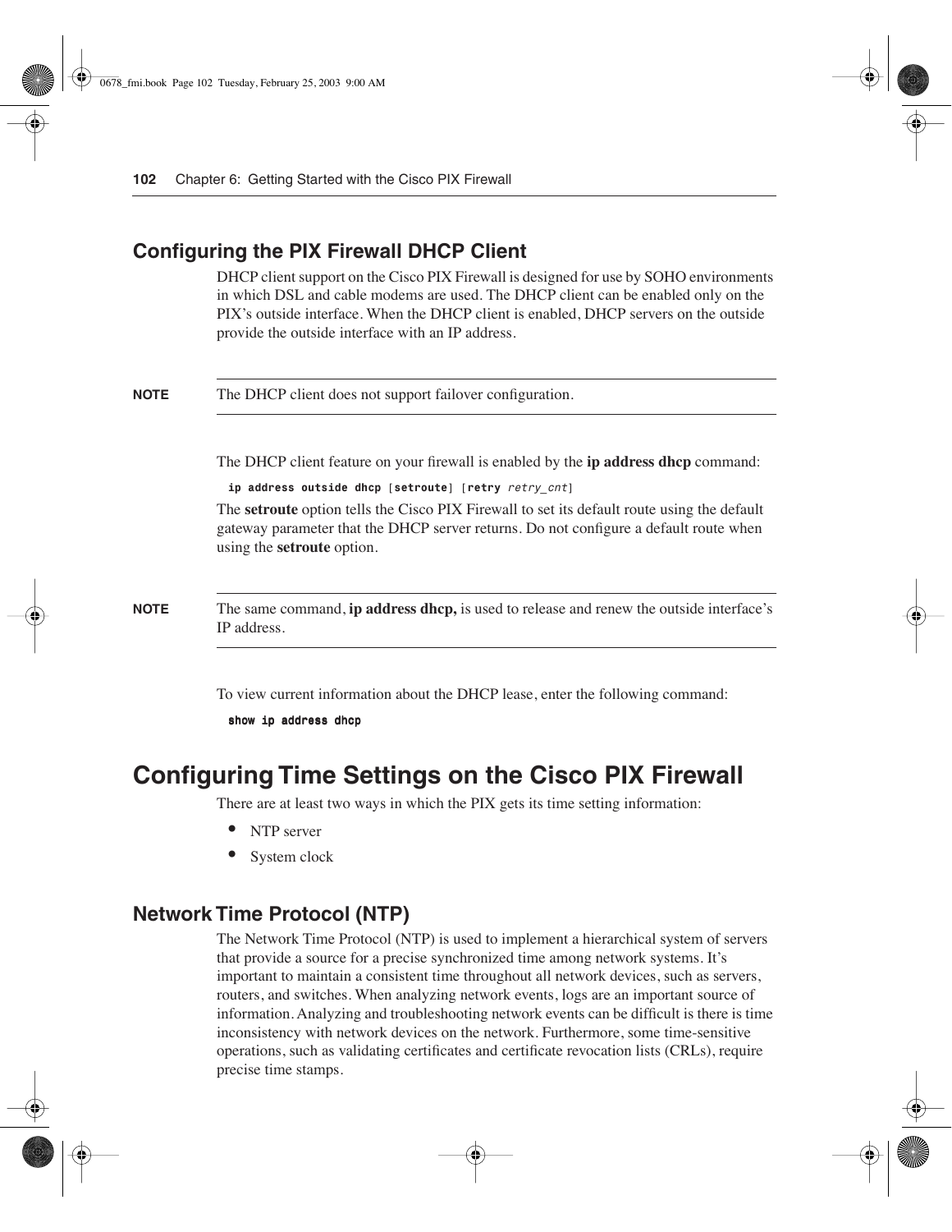## Configuring the PIX Firewall DHCP Client

DHCP client support on the Cisco PIX Firewall is designed for use by SOHO environments in which DSL and cable modems are used. The DHCP client can be enabled only on the PIX's outside interface. When the DHCP client is enabled, DHCP servers on the outside provide the outside interface with an IP address.

**NOTE** The DHCP client does not support failover configuration.

The DHCP client feature on your firewall is enabled by the **ip address dhcp** command:

```
ip address outside dhcp [setroute] [retry retry_cnt]
```

The **setroute** option tells the Cisco PIX Firewall to set its default route using the default gateway parameter that the DHCP server returns. Do not configure a default route when using the **setroute** option.

**NOTE** The same command, **ip address dhcp,** is used to release and renew the outside interface's IP address.

To view current information about the DHCP lease, enter the following command:

```
show ip address dhcp
```

# Configuring Time Settings on the Cisco PIX Firewall

There are at least two ways in which the PIX gets its time setting information:

- NTP server
- System clock

## Network Time Protocol (NTP)

The Network Time Protocol (NTP) is used to implement a hierarchical system of servers that provide a source for a precise synchronized time among network systems. It's important to maintain a consistent time throughout all network devices, such as servers, routers, and switches. When analyzing network events, logs are an important source of information. Analyzing and troubleshooting network events can be difficult is there is time inconsistency with network devices on the network. Furthermore, some time-sensitive operations, such as validating certificates and certificate revocation lists (CRLs), require precise time stamps.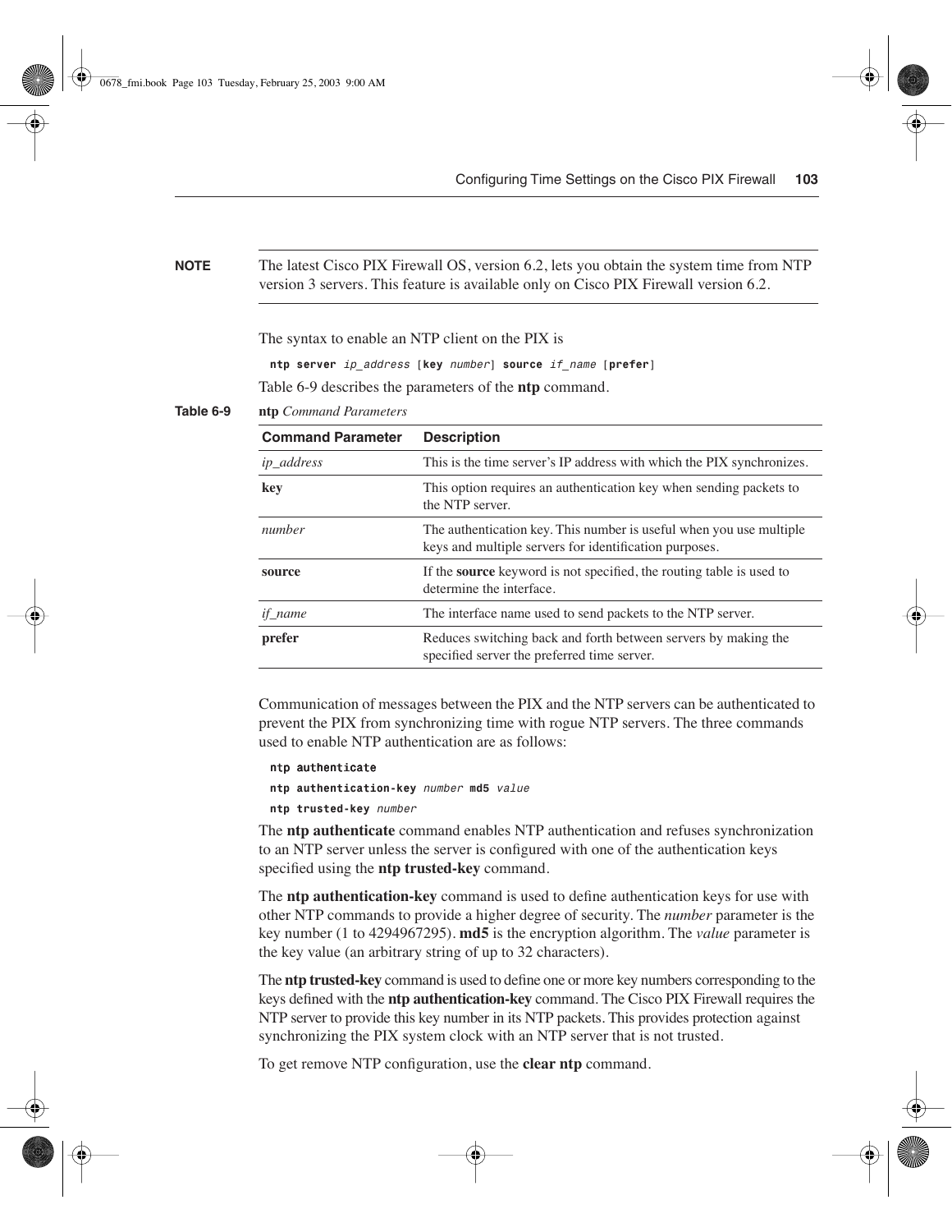**NOTE** The latest Cisco PIX Firewall OS, version 6.2, lets you obtain the system time from NTP version 3 servers. This feature is available only on Cisco PIX Firewall version 6.2.

The syntax to enable an NTP client on the PIX is

```
ntp server ip_address [key number] source if_name [prefer]
```

Table 6-9 describes the parameters of the **ntp** command.

**Table 6-9** **ntp** *Command Parameters*

| Command Parameter | Description |
|---|---|
| *ip_address* | This is the time server's IP address with which the PIX synchronizes. |
| **key** | This option requires an authentication key when sending packets to the NTP server. |
| *number* | The authentication key. This number is useful when you use multiple keys and multiple servers for identification purposes. |
| **source** | If the **source** keyword is not specified, the routing table is used to determine the interface. |
| *if_name* | The interface name used to send packets to the NTP server. |
| **prefer** | Reduces switching back and forth between servers by making the specified server the preferred time server. |

Communication of messages between the PIX and the NTP servers can be authenticated to prevent the PIX from synchronizing time with rogue NTP servers. The three commands used to enable NTP authentication are as follows:

```
ntp authenticate
ntp authentication-key number md5 value
ntp trusted-key number
```

The **ntp authenticate** command enables NTP authentication and refuses synchronization to an NTP server unless the server is configured with one of the authentication keys specified using the **ntp trusted-key** command.

The **ntp authentication-key** command is used to define authentication keys for use with other NTP commands to provide a higher degree of security. The *number* parameter is the key number (1 to 4294967295). **md5** is the encryption algorithm. The *value* parameter is the key value (an arbitrary string of up to 32 characters).

The **ntp trusted-key** command is used to define one or more key numbers corresponding to the keys defined with the **ntp authentication-key** command. The Cisco PIX Firewall requires the NTP server to provide this key number in its NTP packets. This provides protection against synchronizing the PIX system clock with an NTP server that is not trusted.

To get remove NTP configuration, use the **clear ntp** command.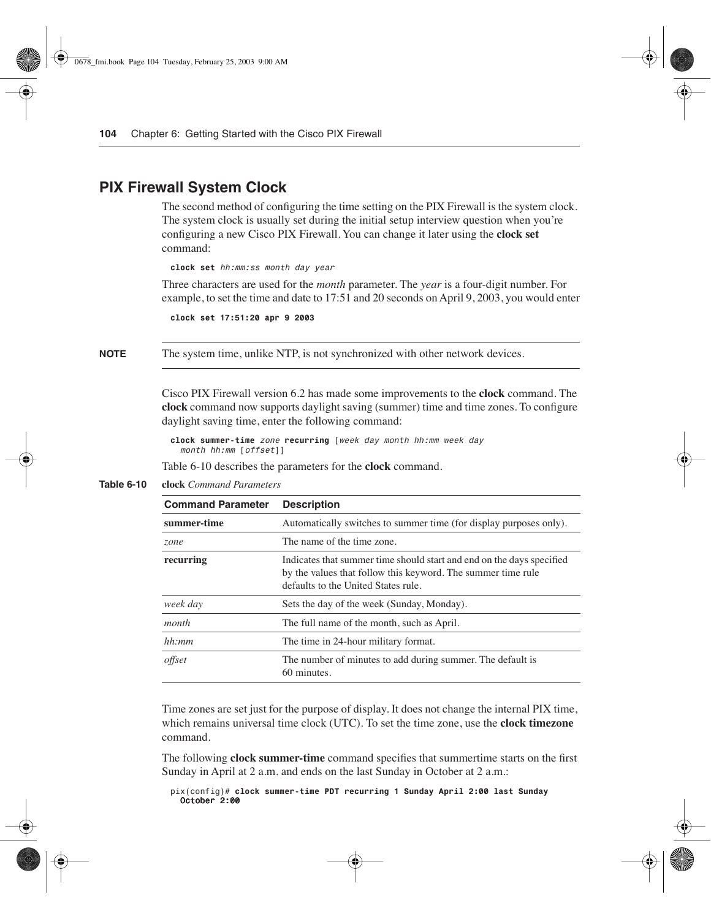## PIX Firewall System Clock

The second method of configuring the time setting on the PIX Firewall is the system clock. The system clock is usually set during the initial setup interview question when you're configuring a new Cisco PIX Firewall. You can change it later using the **clock set** command:

```
clock set hh:mm:ss month day year
```

Three characters are used for the *month* parameter. The *year* is a four-digit number. For example, to set the time and date to 17:51 and 20 seconds on April 9, 2003, you would enter

```
clock set 17:51:20 apr 9 2003
```

**NOTE** The system time, unlike NTP, is not synchronized with other network devices.

Cisco PIX Firewall version 6.2 has made some improvements to the **clock** command. The **clock** command now supports daylight saving (summer) time and time zones. To configure daylight saving time, enter the following command:

```
clock summer-time zone recurring [week day month hh:mm week day
  month hh:mm [offset]]
```

Table 6-10 describes the parameters for the **clock** command.

**Table 6-10** **clock** *Command Parameters*

| Command Parameter | Description |
| --- | --- |
| **summer-time** | Automatically switches to summer time (for display purposes only). |
| *zone* | The name of the time zone. |
| **recurring** | Indicates that summer time should start and end on the days specified by the values that follow this keyword. The summer time rule defaults to the United States rule. |
| *week day* | Sets the day of the week (Sunday, Monday). |
| *month* | The full name of the month, such as April. |
| *hh:mm* | The time in 24-hour military format. |
| *offset* | The number of minutes to add during summer. The default is 60 minutes. |

Time zones are set just for the purpose of display. It does not change the internal PIX time, which remains universal time clock (UTC). To set the time zone, use the **clock timezone** command.

The following **clock summer-time** command specifies that summertime starts on the first Sunday in April at 2 a.m. and ends on the last Sunday in October at 2 a.m.:

```
pix(config)# clock summer-time PDT recurring 1 Sunday April 2:00 last Sunday
  October 2:00
```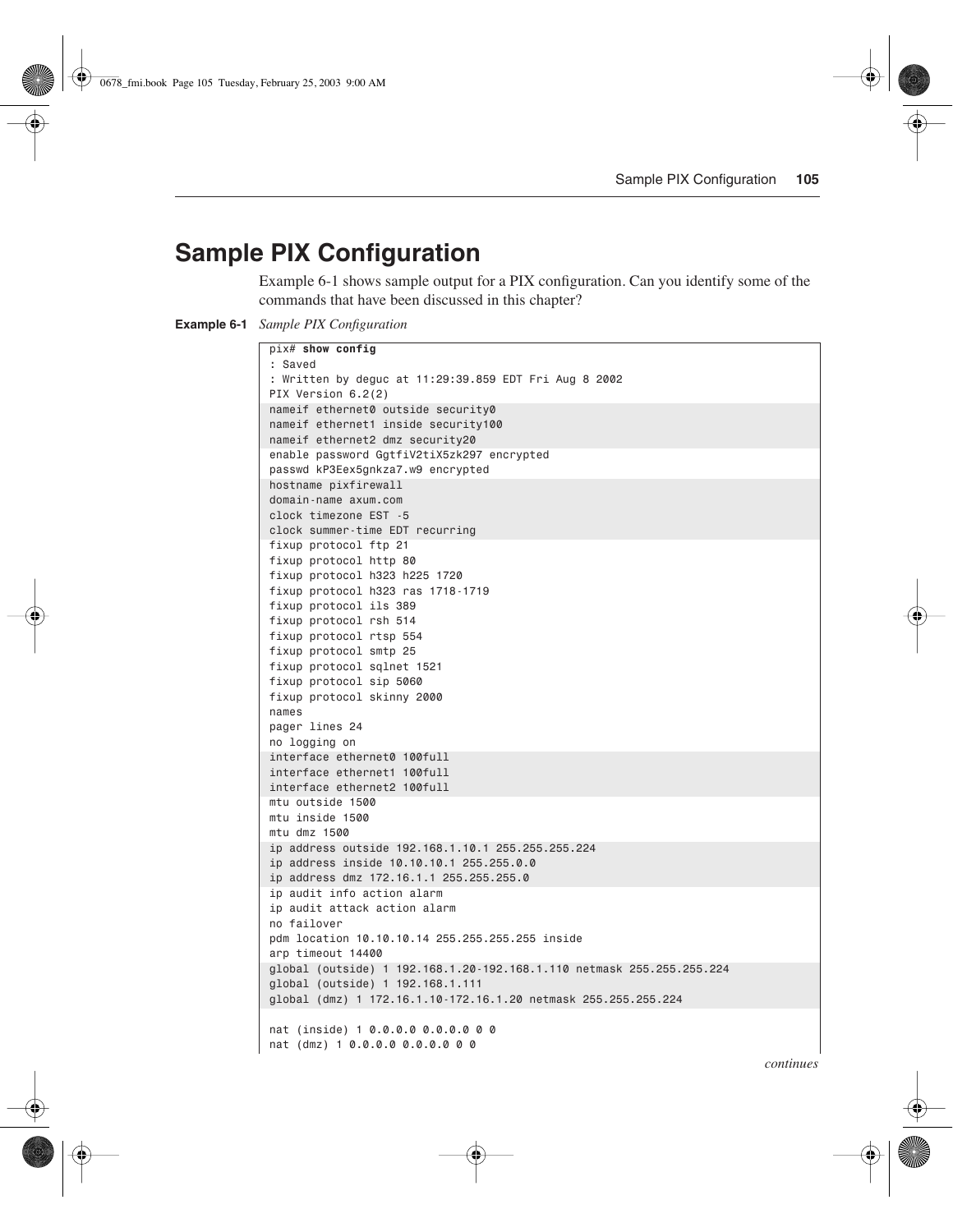# Sample PIX Configuration

Example 6-1 shows sample output for a PIX configuration. Can you identify some of the commands that have been discussed in this chapter?

**Example 6-1** *Sample PIX Configuration*

```
pix# show config
: Saved
: Written by deguc at 11:29:39.859 EDT Fri Aug 8 2002
PIX Version 6.2(2)
nameif ethernet0 outside security0
nameif ethernet1 inside security100
nameif ethernet2 dmz security20
enable password GgtfiV2tiX5zk297 encrypted
passwd kP3Eex5gnkza7.w9 encrypted
hostname pixfirewall
domain-name axum.com
clock timezone EST -5
clock summer-time EDT recurring
fixup protocol ftp 21
fixup protocol http 80
fixup protocol h323 h225 1720
fixup protocol h323 ras 1718-1719
fixup protocol ils 389
fixup protocol rsh 514
fixup protocol rtsp 554
fixup protocol smtp 25
fixup protocol sqlnet 1521
fixup protocol sip 5060
fixup protocol skinny 2000
names
pager lines 24
no logging on
interface ethernet0 100full
interface ethernet1 100full
interface ethernet2 100full
mtu outside 1500
mtu inside 1500
mtu dmz 1500
ip address outside 192.168.1.10.1 255.255.255.224
ip address inside 10.10.10.1 255.255.0.0
ip address dmz 172.16.1.1 255.255.255.0
ip audit info action alarm
ip audit attack action alarm
no failover
pdm location 10.10.10.14 255.255.255.255 inside
arp timeout 14400
global (outside) 1 192.168.1.20-192.168.1.110 netmask 255.255.255.224
global (outside) 1 192.168.1.111
global (dmz) 1 172.16.1.10-172.16.1.20 netmask 255.255.255.224

nat (inside) 1 0.0.0.0 0.0.0.0 0 0
nat (dmz) 1 0.0.0.0 0.0.0.0 0 0
```

*continues*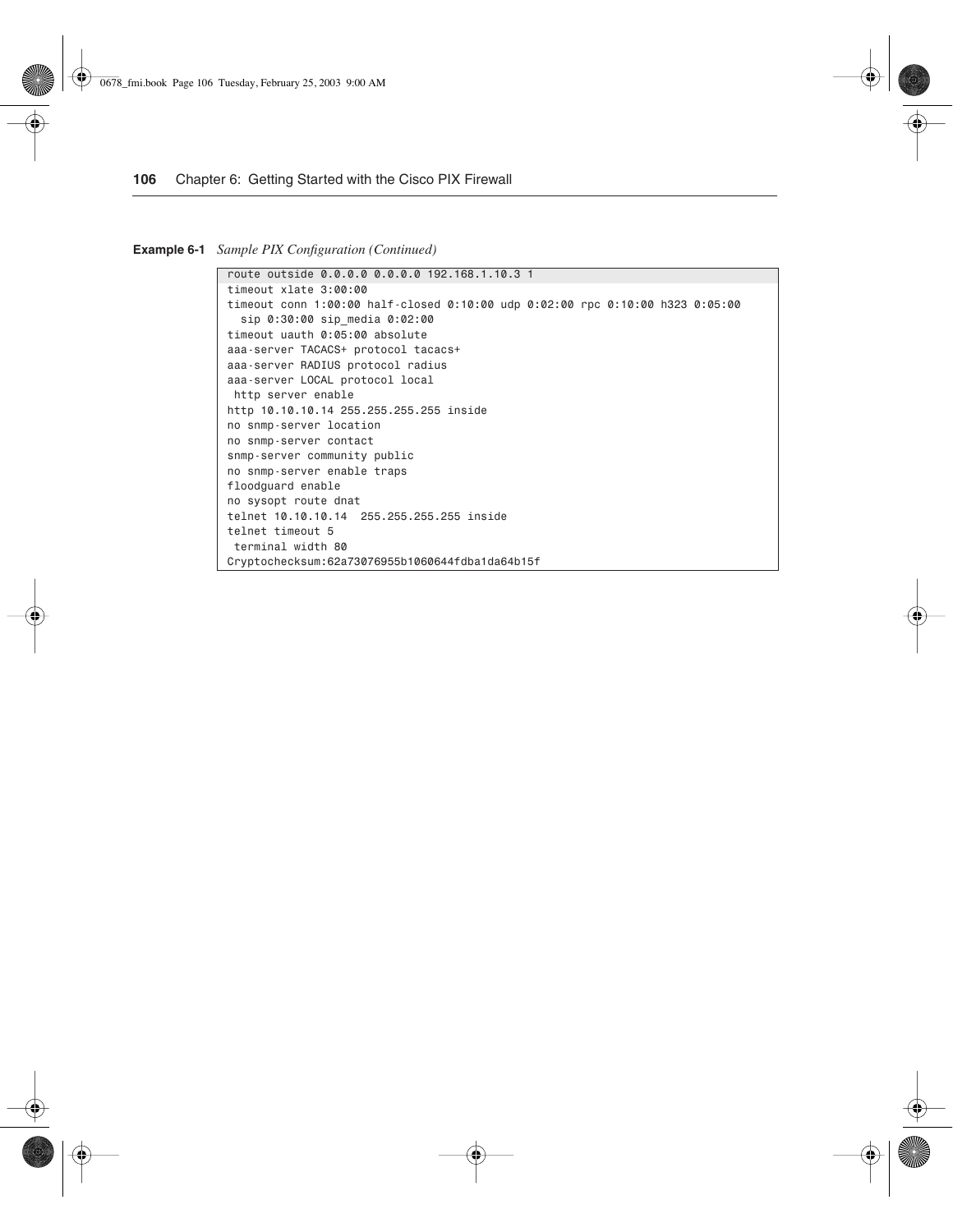**Example 6-1** *Sample PIX Configuration (Continued)*

```
route outside 0.0.0.0 0.0.0.0 192.168.1.10.3 1
timeout xlate 3:00:00
timeout conn 1:00:00 half-closed 0:10:00 udp 0:02:00 rpc 0:10:00 h323 0:05:00
  sip 0:30:00 sip_media 0:02:00
timeout uauth 0:05:00 absolute
aaa-server TACACS+ protocol tacacs+
aaa-server RADIUS protocol radius
aaa-server LOCAL protocol local
 http server enable
http 10.10.10.14 255.255.255.255 inside
no snmp-server location
no snmp-server contact
snmp-server community public
no snmp-server enable traps
floodguard enable
no sysopt route dnat
telnet 10.10.10.14  255.255.255.255 inside
telnet timeout 5
 terminal width 80
Cryptochecksum:62a73076955b1060644fdba1da64b15f
```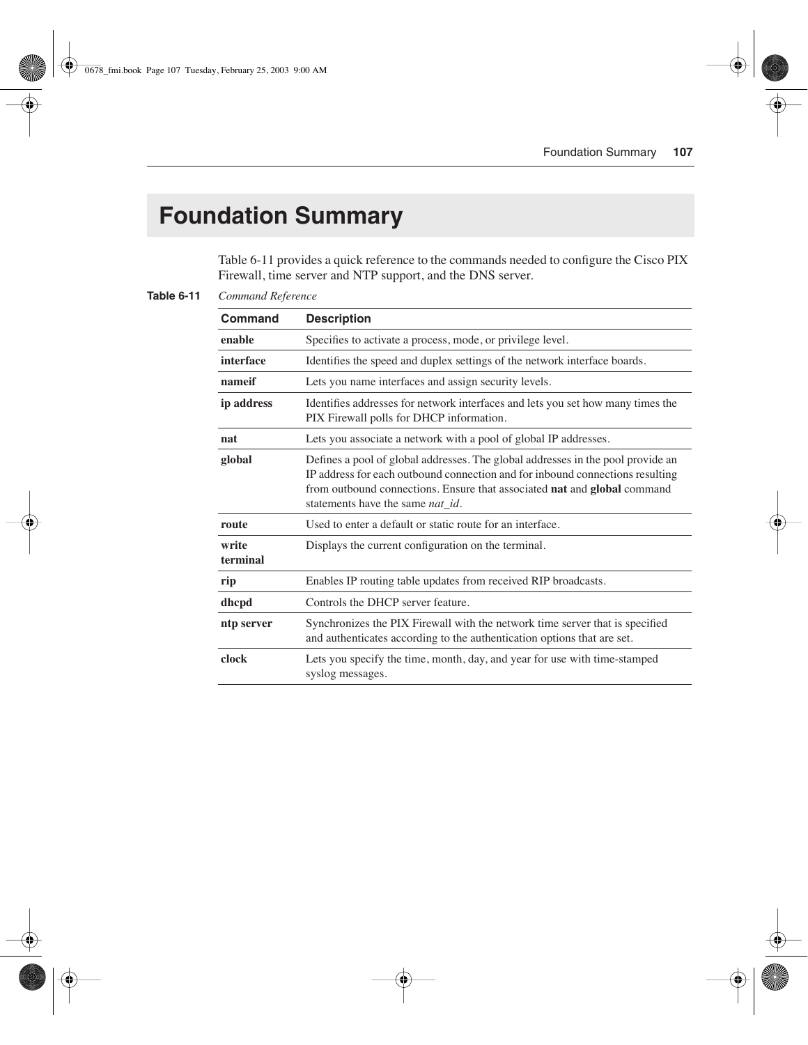# Foundation Summary

Table 6-11 provides a quick reference to the commands needed to configure the Cisco PIX Firewall, time server and NTP support, and the DNS server.

**Table 6-11** *Command Reference*

| Command | Description |
|---|---|
| **enable** | Specifies to activate a process, mode, or privilege level. |
| **interface** | Identifies the speed and duplex settings of the network interface boards. |
| **nameif** | Lets you name interfaces and assign security levels. |
| **ip address** | Identifies addresses for network interfaces and lets you set how many times the PIX Firewall polls for DHCP information. |
| **nat** | Lets you associate a network with a pool of global IP addresses. |
| **global** | Defines a pool of global addresses. The global addresses in the pool provide an IP address for each outbound connection and for inbound connections resulting from outbound connections. Ensure that associated **nat** and **global** command statements have the same *nat_id*. |
| **route** | Used to enter a default or static route for an interface. |
| **write terminal** | Displays the current configuration on the terminal. |
| **rip** | Enables IP routing table updates from received RIP broadcasts. |
| **dhcpd** | Controls the DHCP server feature. |
| **ntp server** | Synchronizes the PIX Firewall with the network time server that is specified and authenticates according to the authentication options that are set. |
| **clock** | Lets you specify the time, month, day, and year for use with time-stamped syslog messages. |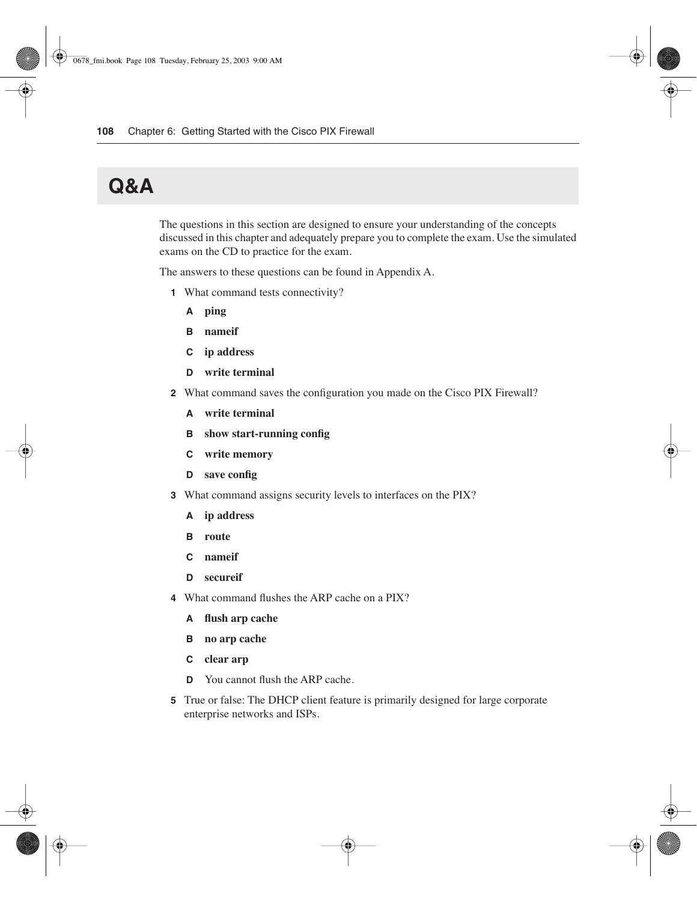## Q&A

The questions in this section are designed to ensure your understanding of the concepts discussed in this chapter and adequately prepare you to complete the exam. Use the simulated exams on the CD to practice for the exam.

The answers to these questions can be found in Appendix A.

**1** What command tests connectivity?

- **A** **ping**
- **B** **nameif**
- **C** **ip address**
- **D** **write terminal**

**2** What command saves the configuration you made on the Cisco PIX Firewall?

- **A** **write terminal**
- **B** **show start-running config**
- **C** **write memory**
- **D** **save config**

**3** What command assigns security levels to interfaces on the PIX?

- **A** **ip address**
- **B** **route**
- **C** **nameif**
- **D** **secureif**

**4** What command flushes the ARP cache on a PIX?

- **A** **flush arp cache**
- **B** **no arp cache**
- **C** **clear arp**
- **D** You cannot flush the ARP cache.

**5** True or false: The DHCP client feature is primarily designed for large corporate enterprise networks and ISPs.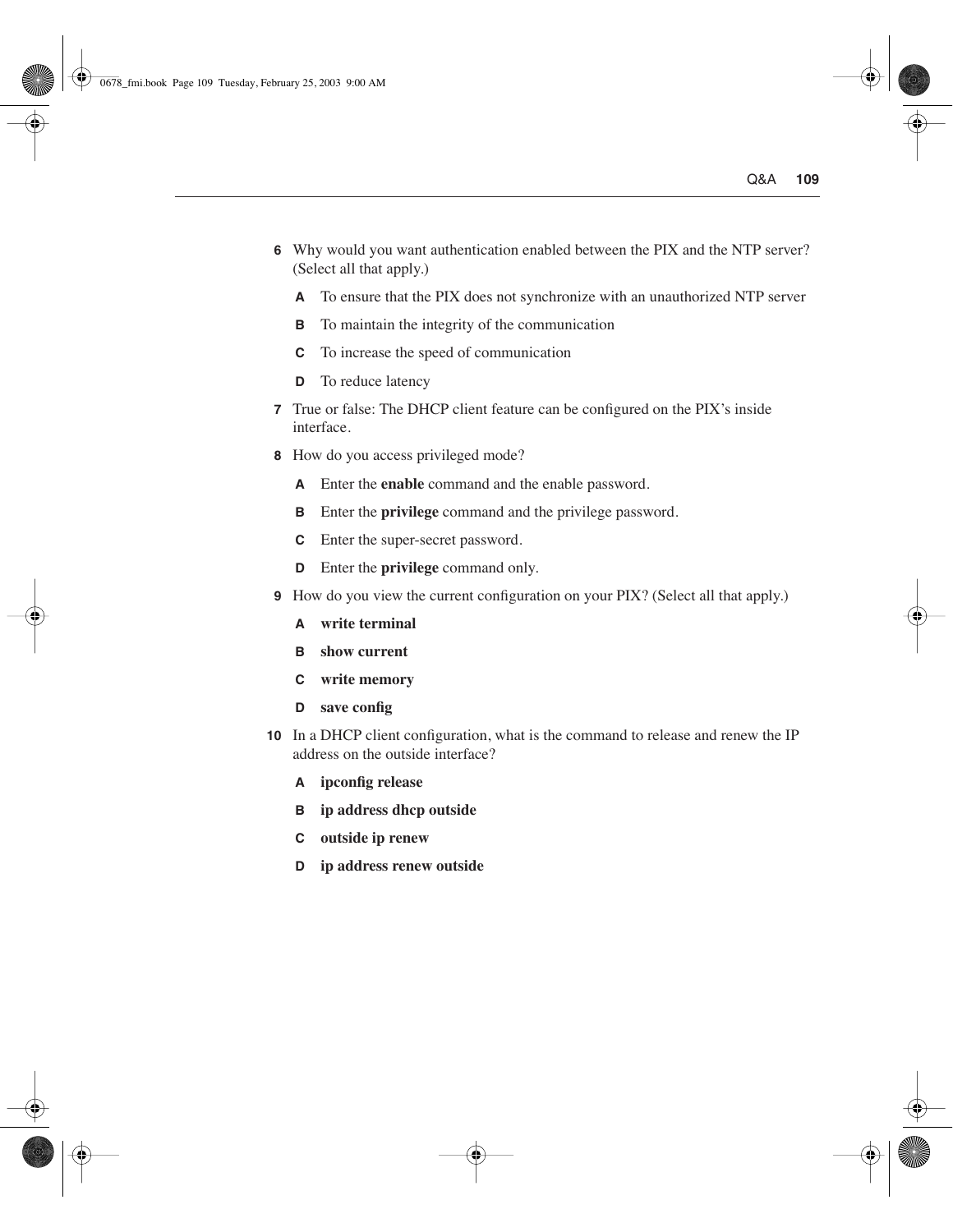6 Why would you want authentication enabled between the PIX and the NTP server? (Select all that apply.)

   A To ensure that the PIX does not synchronize with an unauthorized NTP server

   B To maintain the integrity of the communication

   C To increase the speed of communication

   D To reduce latency

7 True or false: The DHCP client feature can be configured on the PIX's inside interface.

8 How do you access privileged mode?

   A Enter the **enable** command and the enable password.

   B Enter the **privilege** command and the privilege password.

   C Enter the super-secret password.

   D Enter the **privilege** command only.

9 How do you view the current configuration on your PIX? (Select all that apply.)

   A **write terminal**

   B **show current**

   C **write memory**

   D **save config**

10 In a DHCP client configuration, what is the command to release and renew the IP address on the outside interface?

   A **ipconfig release**

   B **ip address dhcp outside**

   C **outside ip renew**

   D **ip address renew outside**